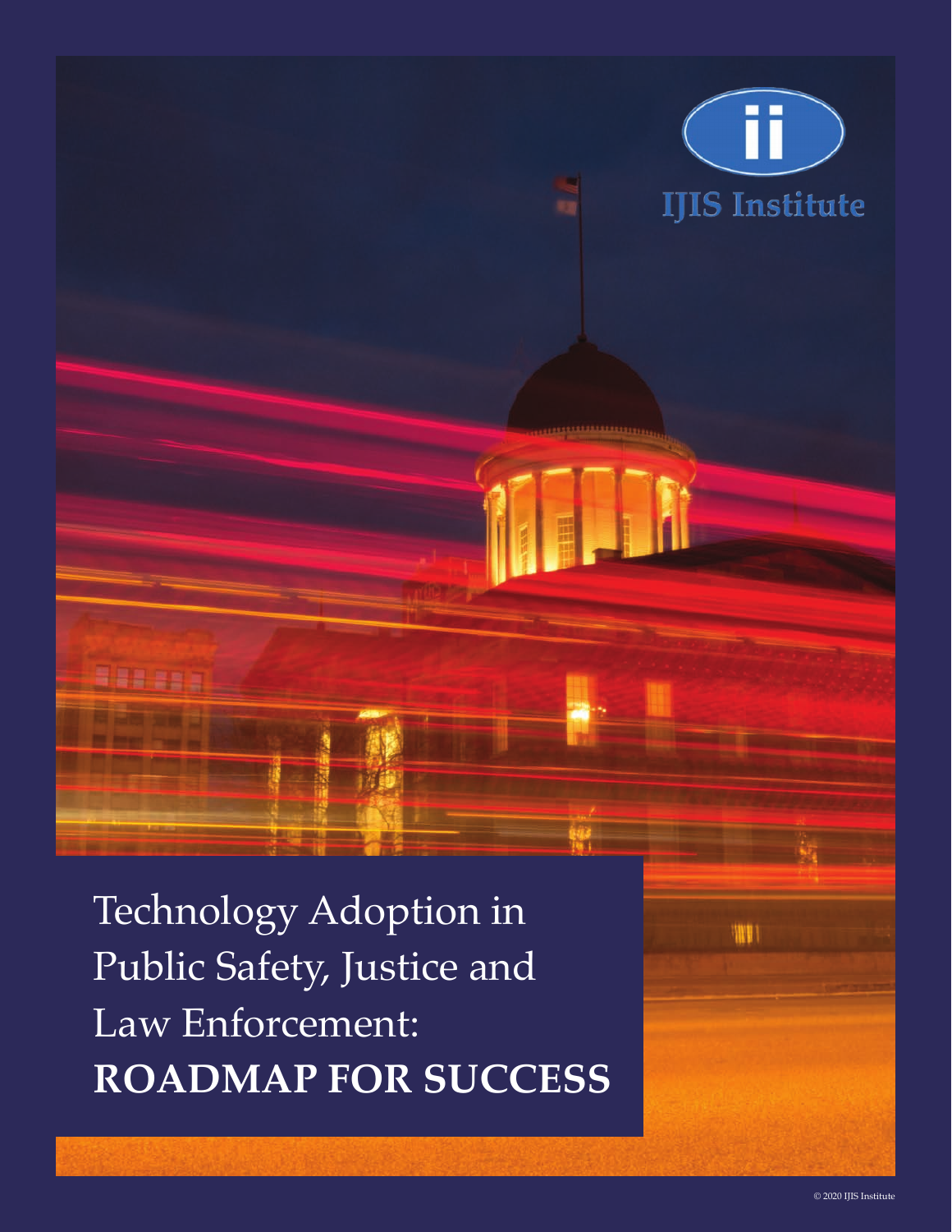IJIS Institute

# Technology Adoption in Public Safety, Justice and Law Enforcement: **ROADMAP FOR SUCCESS**

© 2020 IJIS Institute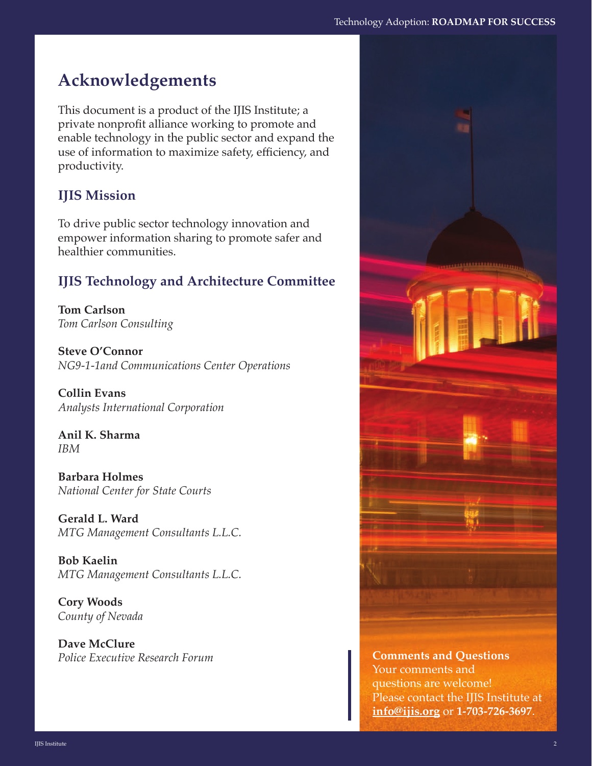# Acknowledgements

This document is a product of the IJIS Institute; a private nonprofit alliance working to promote and enable technology in the public sector and expand the use of information to maximize safety, efficiency, and productivity.

## IJIS Mission

To drive public sector technology innovation and empower information sharing to promote safer and healthier communities.

## IJIS Technology and Architecture Committee

**Tom Carlson**
*Tom Carlson Consulting*

**Steve O'Connor**
*NG9-1-1and Communications Center Operations*

**Collin Evans**
*Analysts International Corporation*

**Anil K. Sharma**
*IBM*

**Barbara Holmes**
*National Center for State Courts*

**Gerald L. Ward**
*MTG Management Consultants L.L.C.*

**Bob Kaelin**
*MTG Management Consultants L.L.C.*

**Cory Woods**
*County of Nevada*

**Dave McClure**
*Police Executive Research Forum*

**Comments and Questions**
Your comments and questions are welcome! Please contact the IJIS Institute at **info@ijis.org** or **1-703-726-3697**.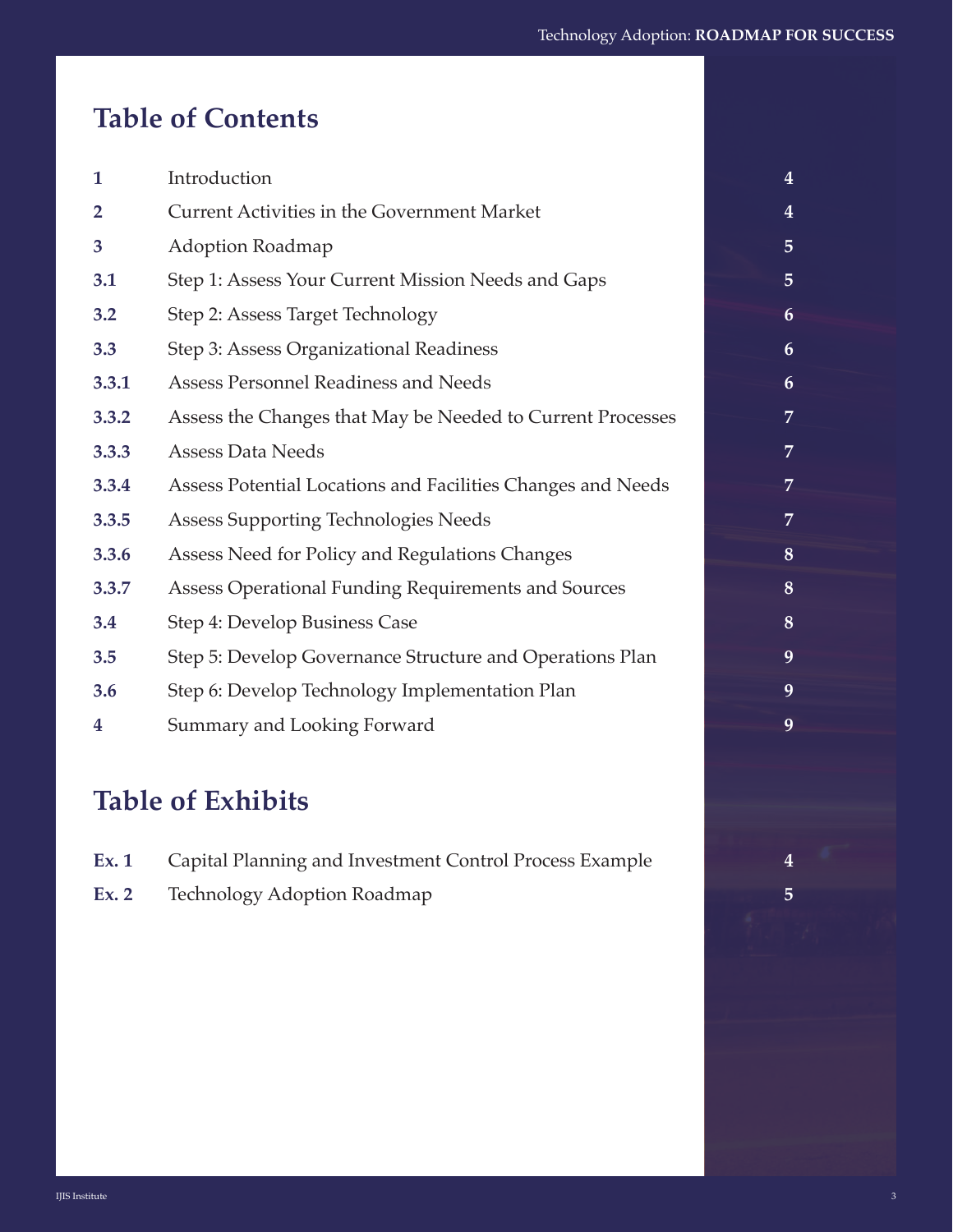## Table of Contents

| | | |
|---|---|---|
| **1** | Introduction | **4** |
| **2** | Current Activities in the Government Market | **4** |
| **3** | Adoption Roadmap | **5** |
| **3.1** | Step 1: Assess Your Current Mission Needs and Gaps | **5** |
| **3.2** | Step 2: Assess Target Technology | **6** |
| **3.3** | Step 3: Assess Organizational Readiness | **6** |
| **3.3.1** | Assess Personnel Readiness and Needs | **6** |
| **3.3.2** | Assess the Changes that May be Needed to Current Processes | **7** |
| **3.3.3** | Assess Data Needs | **7** |
| **3.3.4** | Assess Potential Locations and Facilities Changes and Needs | **7** |
| **3.3.5** | Assess Supporting Technologies Needs | **7** |
| **3.3.6** | Assess Need for Policy and Regulations Changes | **8** |
| **3.3.7** | Assess Operational Funding Requirements and Sources | **8** |
| **3.4** | Step 4: Develop Business Case | **8** |
| **3.5** | Step 5: Develop Governance Structure and Operations Plan | **9** |
| **3.6** | Step 6: Develop Technology Implementation Plan | **9** |
| **4** | Summary and Looking Forward | **9** |

## Table of Exhibits

| | | |
|---|---|---|
| **Ex. 1** | Capital Planning and Investment Control Process Example | **4** |
| **Ex. 2** | Technology Adoption Roadmap | **5** |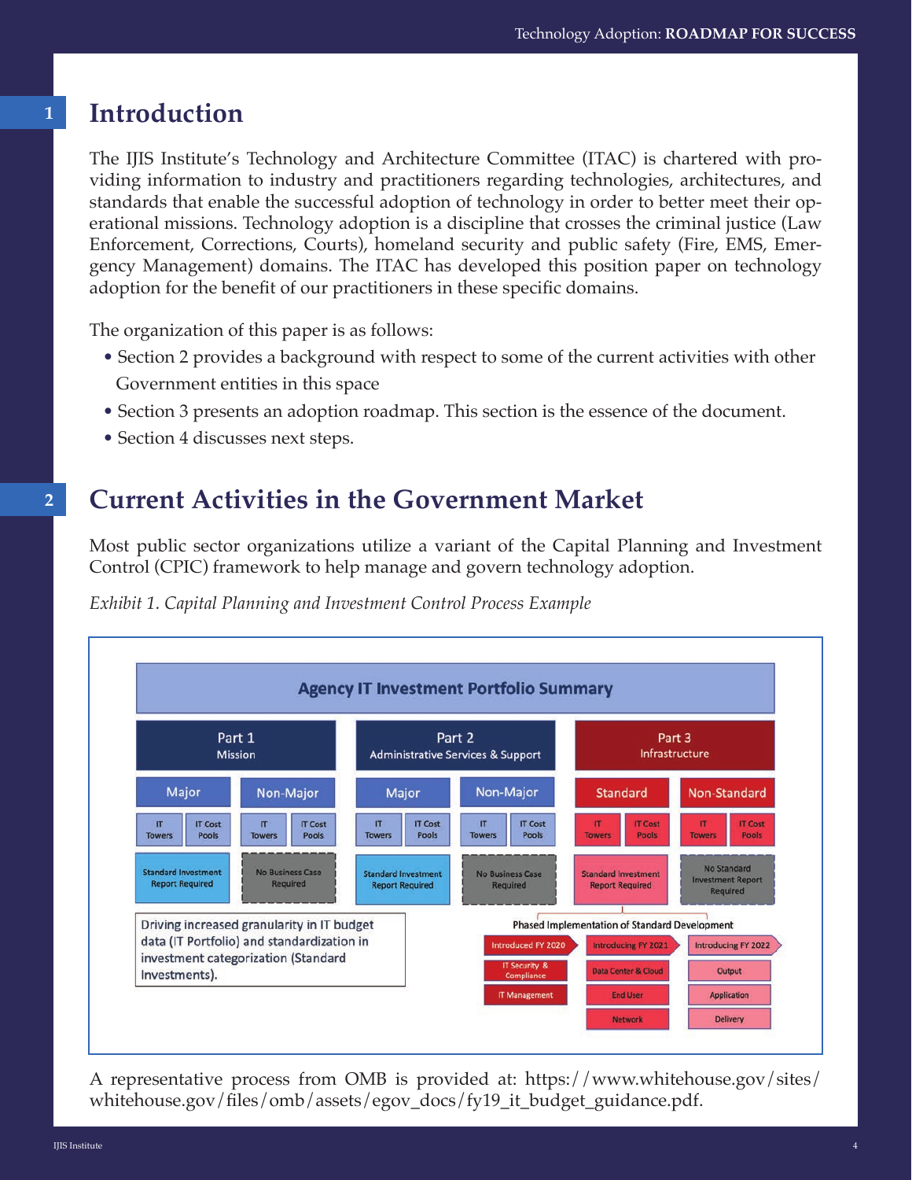## 1 Introduction

The IJIS Institute's Technology and Architecture Committee (ITAC) is chartered with providing information to industry and practitioners regarding technologies, architectures, and standards that enable the successful adoption of technology in order to better meet their operational missions. Technology adoption is a discipline that crosses the criminal justice (Law Enforcement, Corrections, Courts), homeland security and public safety (Fire, EMS, Emergency Management) domains. The ITAC has developed this position paper on technology adoption for the benefit of our practitioners in these specific domains.

The organization of this paper is as follows:

- Section 2 provides a background with respect to some of the current activities with other Government entities in this space
- Section 3 presents an adoption roadmap. This section is the essence of the document.
- Section 4 discusses next steps.

## 2 Current Activities in the Government Market

Most public sector organizations utilize a variant of the Capital Planning and Investment Control (CPIC) framework to help manage and govern technology adoption.

*Exhibit 1. Capital Planning and Investment Control Process Example*

**Agency IT Investment Portfolio Summary**

| Part 1 Mission | | Part 2 Administrative Services & Support | | Part 3 Infrastructure | |
|---|---|---|---|---|---|
| Major | Non-Major | Major | Non-Major | Standard | Non-Standard |
| IT Towers / IT Cost Pools | IT Towers / IT Cost Pools | IT Towers / IT Cost Pools | IT Towers / IT Cost Pools | IT Towers / IT Cost Pools | IT Towers / IT Cost Pools |
| Standard Investment Report Required | No Business Case Required | Standard Investment Report Required | No Business Case Required | Standard Investment Report Required | No Standard Investment Report Required |

Driving increased granularity in IT budget data (IT Portfolio) and standardization in investment categorization (Standard Investments).

**Phased Implementation of Standard Development**

| Introduced FY 2020 | Introducing FY 2021 | Introducing FY 2022 |
|---|---|---|
| IT Security & Compliance | Data Center & Cloud | Output |
| IT Management | End User | Application |
| | Network | Delivery |

A representative process from OMB is provided at: https://www.whitehouse.gov/sites/whitehouse.gov/files/omb/assets/egov_docs/fy19_it_budget_guidance.pdf.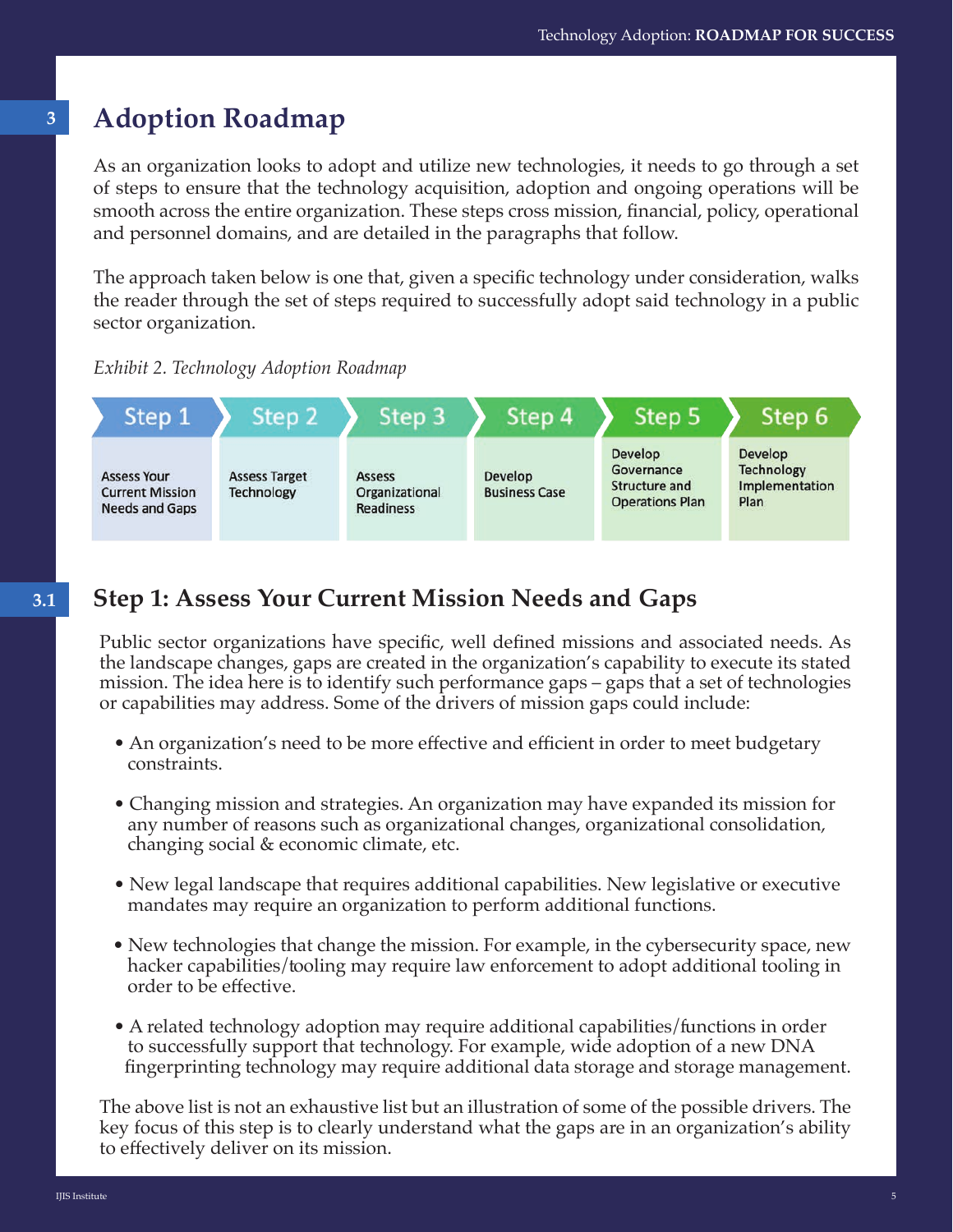# 3 Adoption Roadmap

As an organization looks to adopt and utilize new technologies, it needs to go through a set of steps to ensure that the technology acquisition, adoption and ongoing operations will be smooth across the entire organization. These steps cross mission, financial, policy, operational and personnel domains, and are detailed in the paragraphs that follow.

The approach taken below is one that, given a specific technology under consideration, walks the reader through the set of steps required to successfully adopt said technology in a public sector organization.

*Exhibit 2. Technology Adoption Roadmap*

| Step 1 | Step 2 | Step 3 | Step 4 | Step 5 | Step 6 |
|---|---|---|---|---|---|
| Assess Your Current Mission Needs and Gaps | Assess Target Technology | Assess Organizational Readiness | Develop Business Case | Develop Governance Structure and Operations Plan | Develop Technology Implementation Plan |

## 3.1 Step 1: Assess Your Current Mission Needs and Gaps

Public sector organizations have specific, well defined missions and associated needs. As the landscape changes, gaps are created in the organization's capability to execute its stated mission. The idea here is to identify such performance gaps – gaps that a set of technologies or capabilities may address. Some of the drivers of mission gaps could include:

- An organization's need to be more effective and efficient in order to meet budgetary constraints.
- Changing mission and strategies. An organization may have expanded its mission for any number of reasons such as organizational changes, organizational consolidation, changing social & economic climate, etc.
- New legal landscape that requires additional capabilities. New legislative or executive mandates may require an organization to perform additional functions.
- New technologies that change the mission. For example, in the cybersecurity space, new hacker capabilities/tooling may require law enforcement to adopt additional tooling in order to be effective.
- A related technology adoption may require additional capabilities/functions in order to successfully support that technology. For example, wide adoption of a new DNA fingerprinting technology may require additional data storage and storage management.

The above list is not an exhaustive list but an illustration of some of the possible drivers. The key focus of this step is to clearly understand what the gaps are in an organization's ability to effectively deliver on its mission.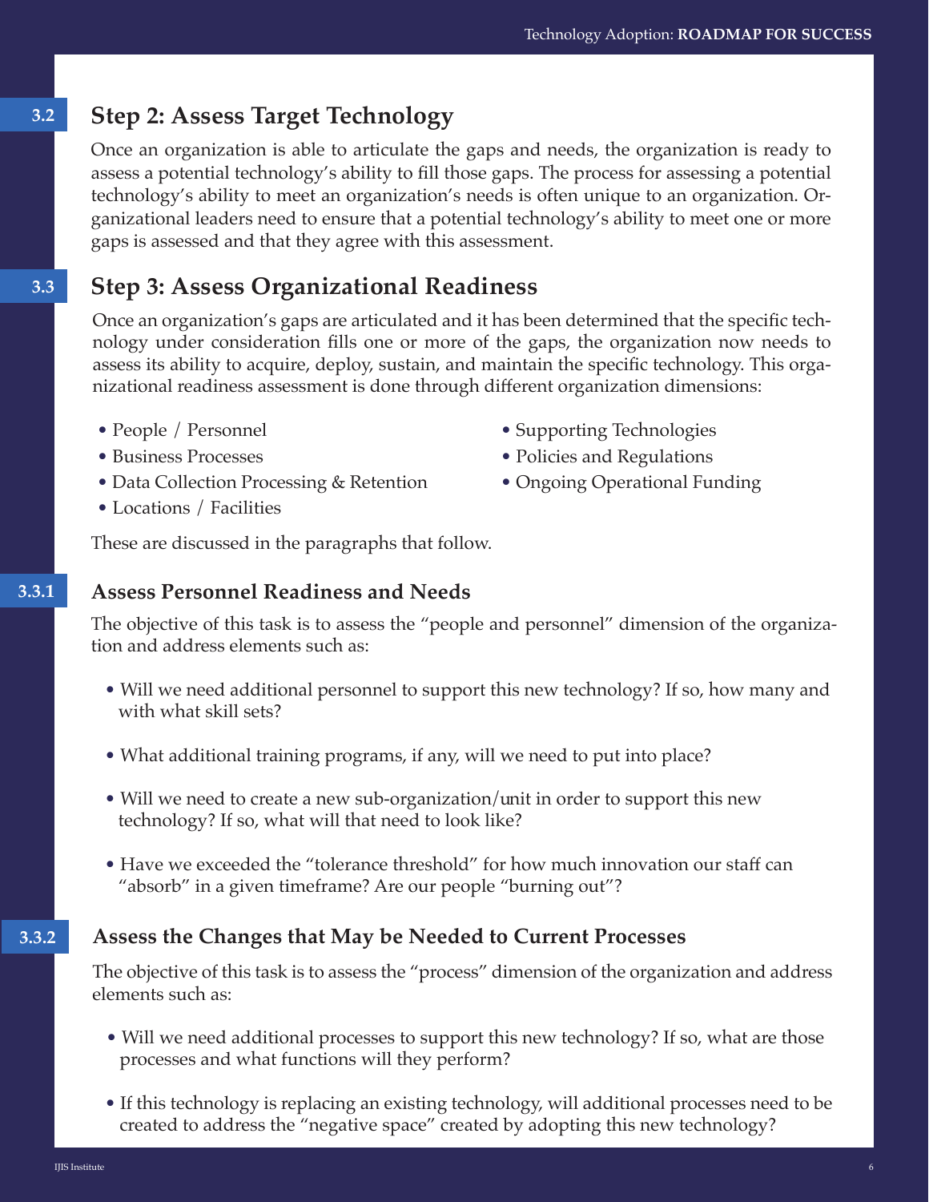## 3.2 Step 2: Assess Target Technology

Once an organization is able to articulate the gaps and needs, the organization is ready to assess a potential technology's ability to fill those gaps. The process for assessing a potential technology's ability to meet an organization's needs is often unique to an organization. Organizational leaders need to ensure that a potential technology's ability to meet one or more gaps is assessed and that they agree with this assessment.

## 3.3 Step 3: Assess Organizational Readiness

Once an organization's gaps are articulated and it has been determined that the specific technology under consideration fills one or more of the gaps, the organization now needs to assess its ability to acquire, deploy, sustain, and maintain the specific technology. This organizational readiness assessment is done through different organization dimensions:

- People / Personnel
- Business Processes
- Data Collection Processing & Retention
- Locations / Facilities
- Supporting Technologies
- Policies and Regulations
- Ongoing Operational Funding

These are discussed in the paragraphs that follow.

### 3.3.1 Assess Personnel Readiness and Needs

The objective of this task is to assess the "people and personnel" dimension of the organization and address elements such as:

- Will we need additional personnel to support this new technology? If so, how many and with what skill sets?
- What additional training programs, if any, will we need to put into place?
- Will we need to create a new sub-organization/unit in order to support this new technology? If so, what will that need to look like?
- Have we exceeded the "tolerance threshold" for how much innovation our staff can "absorb" in a given timeframe? Are our people "burning out"?

### 3.3.2 Assess the Changes that May be Needed to Current Processes

The objective of this task is to assess the "process" dimension of the organization and address elements such as:

- Will we need additional processes to support this new technology? If so, what are those processes and what functions will they perform?
- If this technology is replacing an existing technology, will additional processes need to be created to address the "negative space" created by adopting this new technology?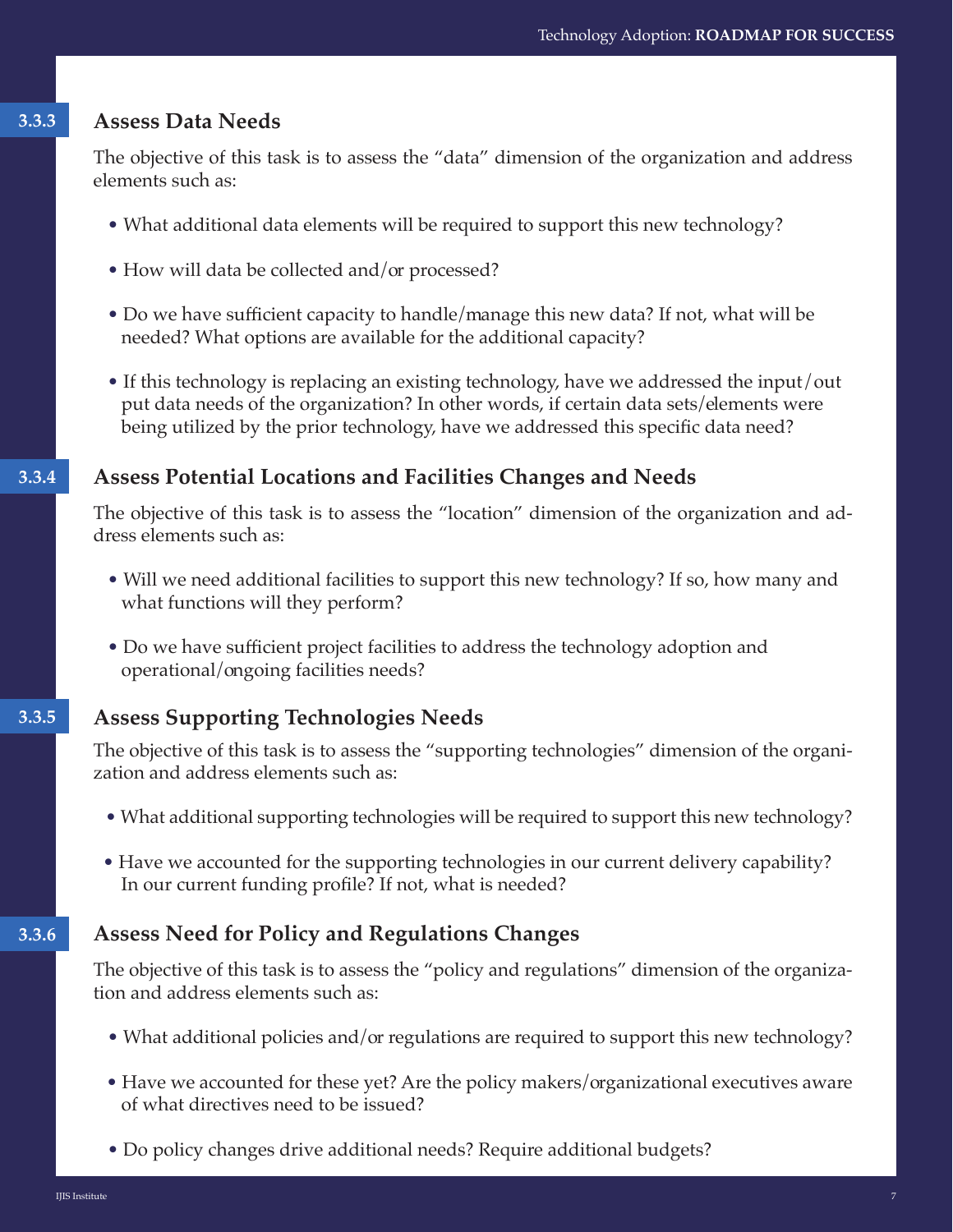### 3.3.3 Assess Data Needs

The objective of this task is to assess the "data" dimension of the organization and address elements such as:

- What additional data elements will be required to support this new technology?
- How will data be collected and/or processed?
- Do we have sufficient capacity to handle/manage this new data? If not, what will be needed? What options are available for the additional capacity?
- If this technology is replacing an existing technology, have we addressed the input/out put data needs of the organization? In other words, if certain data sets/elements were being utilized by the prior technology, have we addressed this specific data need?

### 3.3.4 Assess Potential Locations and Facilities Changes and Needs

The objective of this task is to assess the "location" dimension of the organization and address elements such as:

- Will we need additional facilities to support this new technology? If so, how many and what functions will they perform?
- Do we have sufficient project facilities to address the technology adoption and operational/ongoing facilities needs?

### 3.3.5 Assess Supporting Technologies Needs

The objective of this task is to assess the "supporting technologies" dimension of the organization and address elements such as:

- What additional supporting technologies will be required to support this new technology?
- Have we accounted for the supporting technologies in our current delivery capability? In our current funding profile? If not, what is needed?

### 3.3.6 Assess Need for Policy and Regulations Changes

The objective of this task is to assess the "policy and regulations" dimension of the organization and address elements such as:

- What additional policies and/or regulations are required to support this new technology?
- Have we accounted for these yet? Are the policy makers/organizational executives aware of what directives need to be issued?
- Do policy changes drive additional needs? Require additional budgets?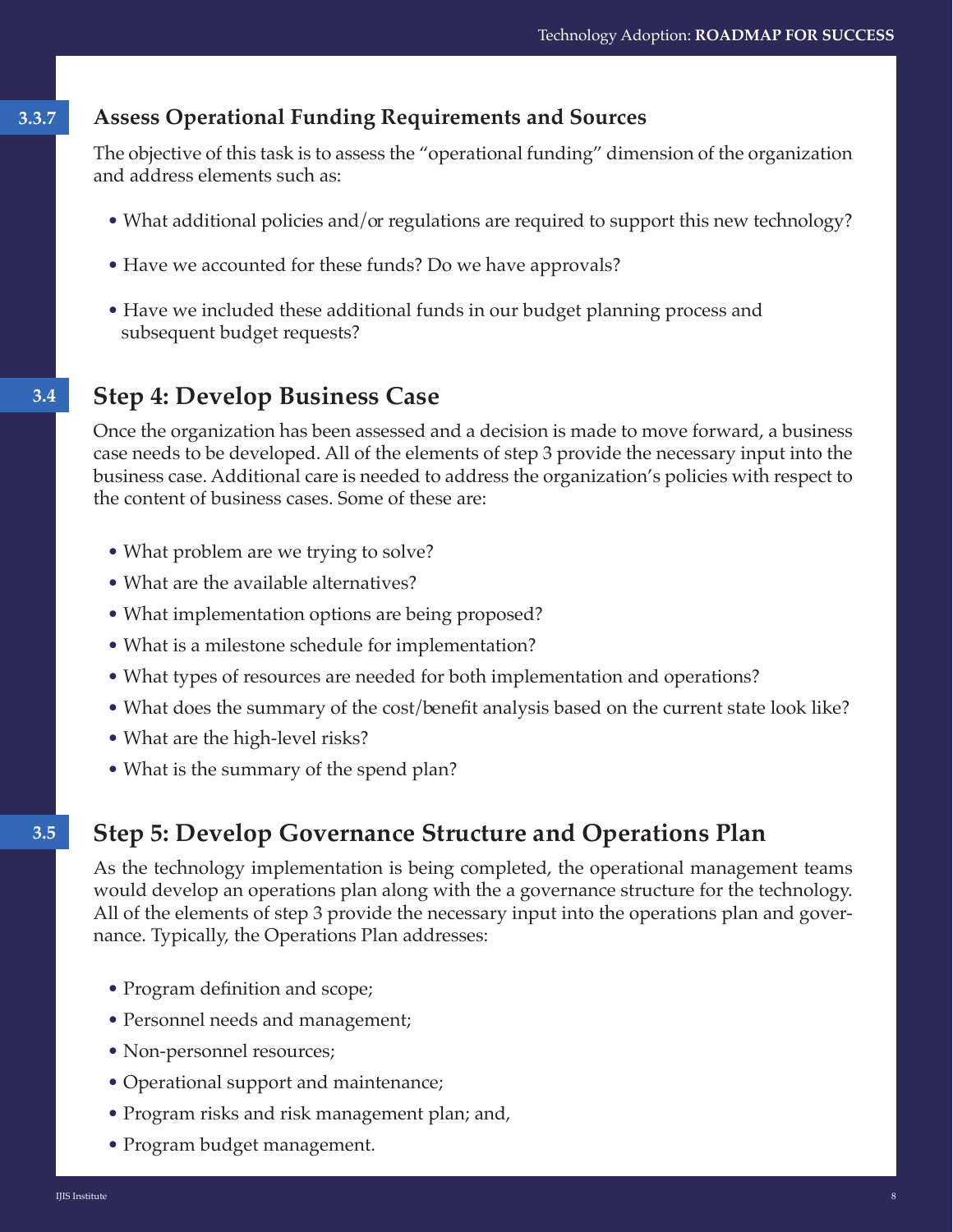### 3.3.7 Assess Operational Funding Requirements and Sources

The objective of this task is to assess the "operational funding" dimension of the organization and address elements such as:

- What additional policies and/or regulations are required to support this new technology?
- Have we accounted for these funds? Do we have approvals?
- Have we included these additional funds in our budget planning process and subsequent budget requests?

## 3.4 Step 4: Develop Business Case

Once the organization has been assessed and a decision is made to move forward, a business case needs to be developed. All of the elements of step 3 provide the necessary input into the business case. Additional care is needed to address the organization's policies with respect to the content of business cases. Some of these are:

- What problem are we trying to solve?
- What are the available alternatives?
- What implementation options are being proposed?
- What is a milestone schedule for implementation?
- What types of resources are needed for both implementation and operations?
- What does the summary of the cost/benefit analysis based on the current state look like?
- What are the high-level risks?
- What is the summary of the spend plan?

## 3.5 Step 5: Develop Governance Structure and Operations Plan

As the technology implementation is being completed, the operational management teams would develop an operations plan along with the a governance structure for the technology. All of the elements of step 3 provide the necessary input into the operations plan and governance. Typically, the Operations Plan addresses:

- Program definition and scope;
- Personnel needs and management;
- Non-personnel resources;
- Operational support and maintenance;
- Program risks and risk management plan; and,
- Program budget management.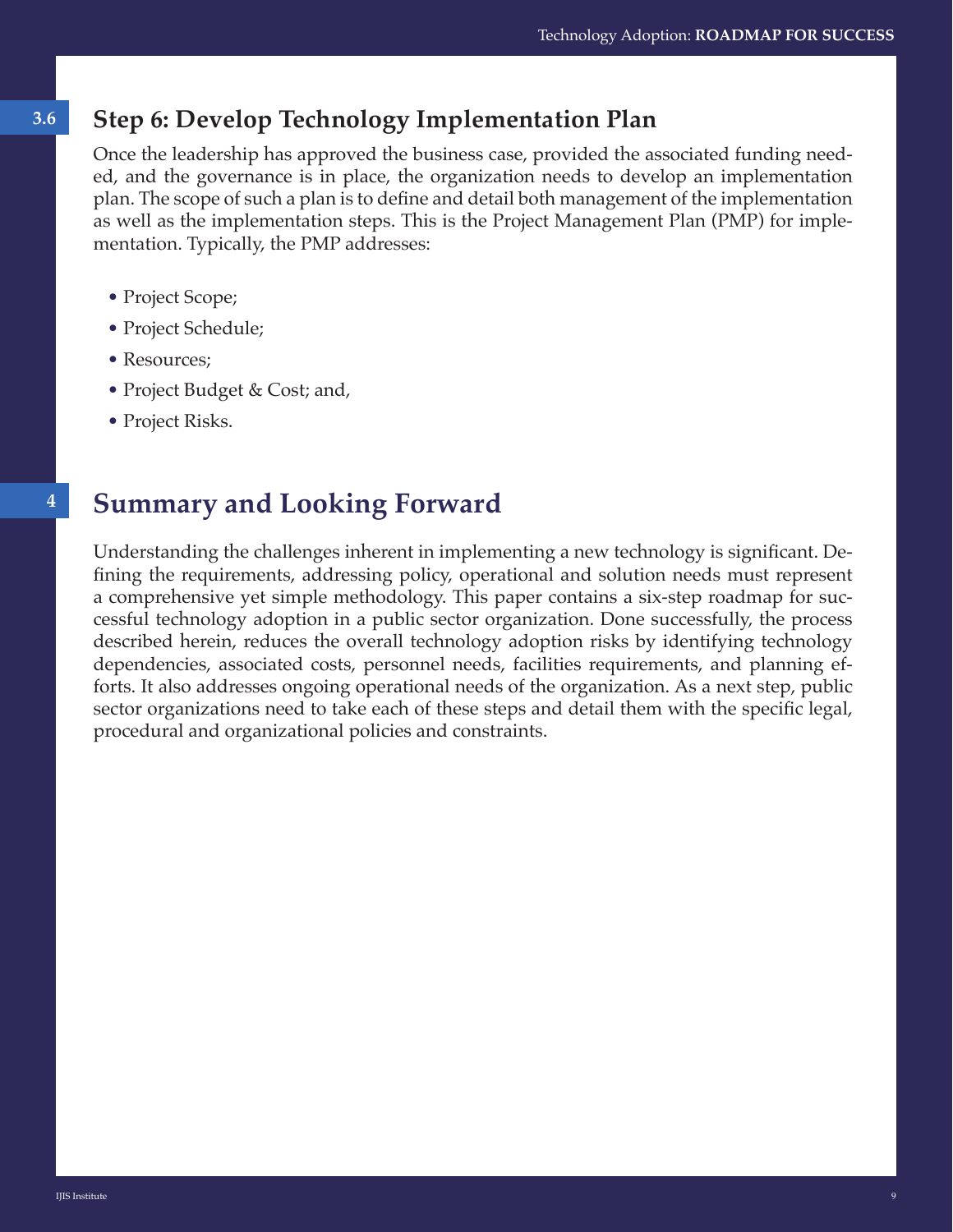## 3.6 Step 6: Develop Technology Implementation Plan

Once the leadership has approved the business case, provided the associated funding needed, and the governance is in place, the organization needs to develop an implementation plan. The scope of such a plan is to define and detail both management of the implementation as well as the implementation steps. This is the Project Management Plan (PMP) for implementation. Typically, the PMP addresses:

- Project Scope;
- Project Schedule;
- Resources;
- Project Budget & Cost; and,
- Project Risks.

# 4 Summary and Looking Forward

Understanding the challenges inherent in implementing a new technology is significant. Defining the requirements, addressing policy, operational and solution needs must represent a comprehensive yet simple methodology. This paper contains a six-step roadmap for successful technology adoption in a public sector organization. Done successfully, the process described herein, reduces the overall technology adoption risks by identifying technology dependencies, associated costs, personnel needs, facilities requirements, and planning efforts. It also addresses ongoing operational needs of the organization. As a next step, public sector organizations need to take each of these steps and detail them with the specific legal, procedural and organizational policies and constraints.